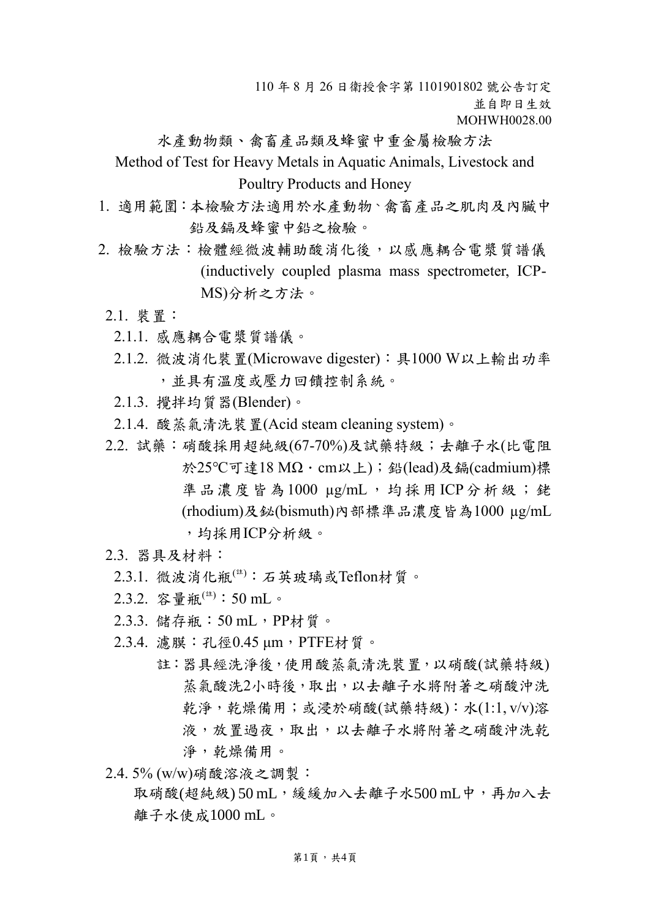110 年 8 月 26 日衛授食字第 1101901802 號公告訂定
並自即日生效
MOHWH0028.00

# 水產動物類、禽畜產品類及蜂蜜中重金屬檢驗方法

# Method of Test for Heavy Metals in Aquatic Animals, Livestock and Poultry Products and Honey

1. 適用範圍：本檢驗方法適用於水產動物、禽畜產品之肌肉及內臟中鉛及鎘及蜂蜜中鉛之檢驗。

2. 檢驗方法：檢體經微波輔助酸消化後，以感應耦合電漿質譜儀(inductively coupled plasma mass spectrometer, ICP-MS)分析之方法。

2.1. 裝置：

2.1.1. 感應耦合電漿質譜儀。

2.1.2. 微波消化裝置(Microwave digester)：具1000 W以上輸出功率，並具有溫度或壓力回饋控制系統。

2.1.3. 攪拌均質器(Blender)。

2.1.4. 酸蒸氣清洗裝置(Acid steam cleaning system)。

2.2. 試藥：硝酸採用超純級(67-70%)及試藥特級；去離子水(比電阻於25°C可達18 MΩ‧cm以上)；鉛(lead)及鎘(cadmium)標準品濃度皆為1000 µg/mL，均採用ICP分析級；銠(rhodium)及鉍(bismuth)內部標準品濃度皆為1000 µg/mL，均採用ICP分析級。

2.3. 器具及材料：

2.3.1. 微波消化瓶(註)：石英玻璃或Teflon材質。

2.3.2. 容量瓶(註)：50 mL。

2.3.3. 儲存瓶：50 mL，PP材質。

2.3.4. 濾膜：孔徑0.45 µm，PTFE材質。

註：器具經洗淨後，使用酸蒸氣清洗裝置，以硝酸(試藥特級)蒸氣酸洗2小時後，取出，以去離子水將附著之硝酸沖洗乾淨，乾燥備用；或浸於硝酸(試藥特級)：水(1:1, v/v)溶液，放置過夜，取出，以去離子水將附著之硝酸沖洗乾淨，乾燥備用。

2.4. 5% (w/w)硝酸溶液之調製：

取硝酸(超純級) 50 mL，緩緩加入去離子水500 mL中，再加入去離子水使成1000 mL。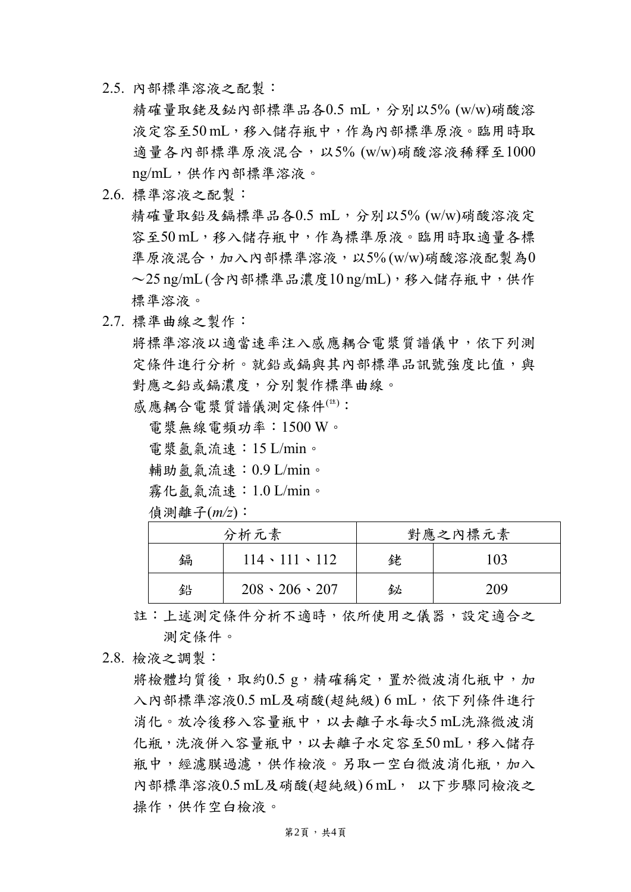2.5. 內部標準溶液之配製：

精確量取銠及鉍內部標準品各0.5 mL，分別以5% (w/w)硝酸溶液定容至50 mL，移入儲存瓶中，作為內部標準原液。臨用時取適量各內部標準原液混合，以5% (w/w)硝酸溶液稀釋至1000 ng/mL，供作內部標準溶液。

2.6. 標準溶液之配製：

精確量取鉛及鎘標準品各0.5 mL，分別以5% (w/w)硝酸溶液定容至50 mL，移入儲存瓶中，作為標準原液。臨用時取適量各標準原液混合，加入內部標準溶液，以5% (w/w)硝酸溶液配製為0～25 ng/mL (含內部標準品濃度10 ng/mL)，移入儲存瓶中，供作標準溶液。

2.7. 標準曲線之製作：

將標準溶液以適當速率注入感應耦合電漿質譜儀中，依下列測定條件進行分析。就鉛或鎘與其內部標準品訊號強度比值，與對應之鉛或鎘濃度，分別製作標準曲線。

感應耦合電漿質譜儀測定條件(註)：

電漿無線電頻功率：1500 W。

電漿氬氣流速：15 L/min。

輔助氬氣流速：0.9 L/min。

霧化氬氣流速：1.0 L/min。

偵測離子(*m/z*)：

| 分析元素 | | 對應之內標元素 | |
|---|---|---|---|
| 鎘 | 114、111、112 | 銠 | 103 |
| 鉛 | 208、206、207 | 鉍 | 209 |

註：上述測定條件分析不適時，依所使用之儀器，設定適合之測定條件。

2.8. 檢液之調製：

將檢體均質後，取約0.5 g，精確稱定，置於微波消化瓶中，加入內部標準溶液0.5 mL及硝酸(超純級) 6 mL，依下列條件進行消化。放冷後移入容量瓶中，以去離子水每次5 mL洗滌微波消化瓶，洗液併入容量瓶中，以去離子水定容至50 mL，移入儲存瓶中，經濾膜過濾，供作檢液。另取一空白微波消化瓶，加入內部標準溶液0.5 mL及硝酸(超純級) 6 mL， 以下步驟同檢液之操作，供作空白檢液。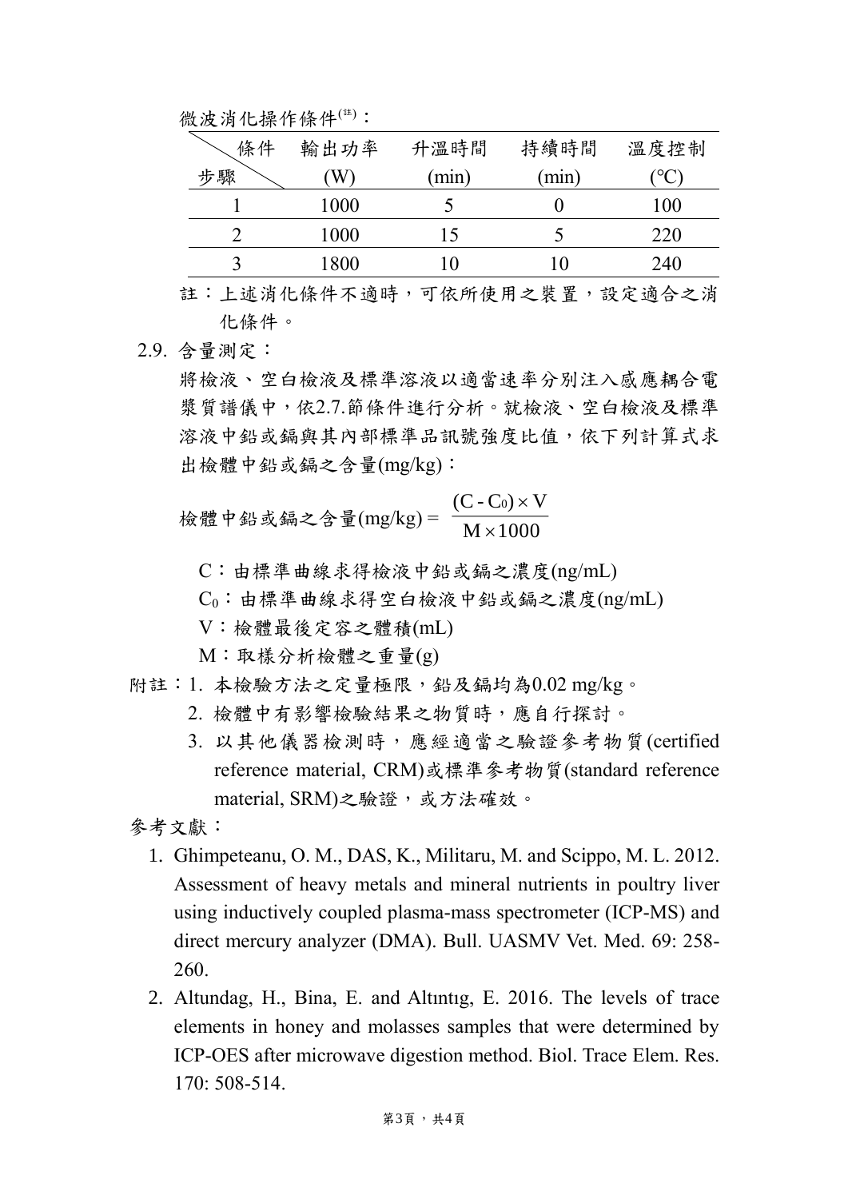微波消化操作條件[註]：

| 條件<br>步驟 | 輸出功率<br>(W) | 升溫時間<br>(min) | 持續時間<br>(min) | 溫度控制<br>(°C) |
|---|---|---|---|---|
| 1 | 1000 | 5 | 0 | 100 |
| 2 | 1000 | 15 | 5 | 220 |
| 3 | 1800 | 10 | 10 | 240 |

註：上述消化條件不適時，可依所使用之裝置，設定適合之消化條件。

2.9. 含量測定：

將檢液、空白檢液及標準溶液以適當速率分別注入感應耦合電漿質譜儀中，依2.7.節條件進行分析。就檢液、空白檢液及標準溶液中鉛或鎘與其內部標準品訊號強度比值，依下列計算式求出檢體中鉛或鎘之含量(mg/kg)：

$$檢體中鉛或鎘之含量(mg/kg) = \frac{(C - C_0) \times V}{M \times 1000}$$

C：由標準曲線求得檢液中鉛或鎘之濃度(ng/mL)

$C_0$：由標準曲線求得空白檢液中鉛或鎘之濃度(ng/mL)

V：檢體最後定容之體積(mL)

M：取樣分析檢體之重量(g)

附註：1. 本檢驗方法之定量極限，鉛及鎘均為0.02 mg/kg。

2. 檢體中有影響檢驗結果之物質時，應自行探討。

3. 以其他儀器檢測時，應經適當之驗證參考物質(certified reference material, CRM)或標準參考物質(standard reference material, SRM)之驗證，或方法確效。

參考文獻：

1. Ghimpeteanu, O. M., DAS, K., Militaru, M. and Scippo, M. L. 2012. Assessment of heavy metals and mineral nutrients in poultry liver using inductively coupled plasma-mass spectrometer (ICP-MS) and direct mercury analyzer (DMA). Bull. UASMV Vet. Med. 69: 258-260.
2. Altundag, H., Bina, E. and Altıntıg, E. 2016. The levels of trace elements in honey and molasses samples that were determined by ICP-OES after microwave digestion method. Biol. Trace Elem. Res. 170: 508-514.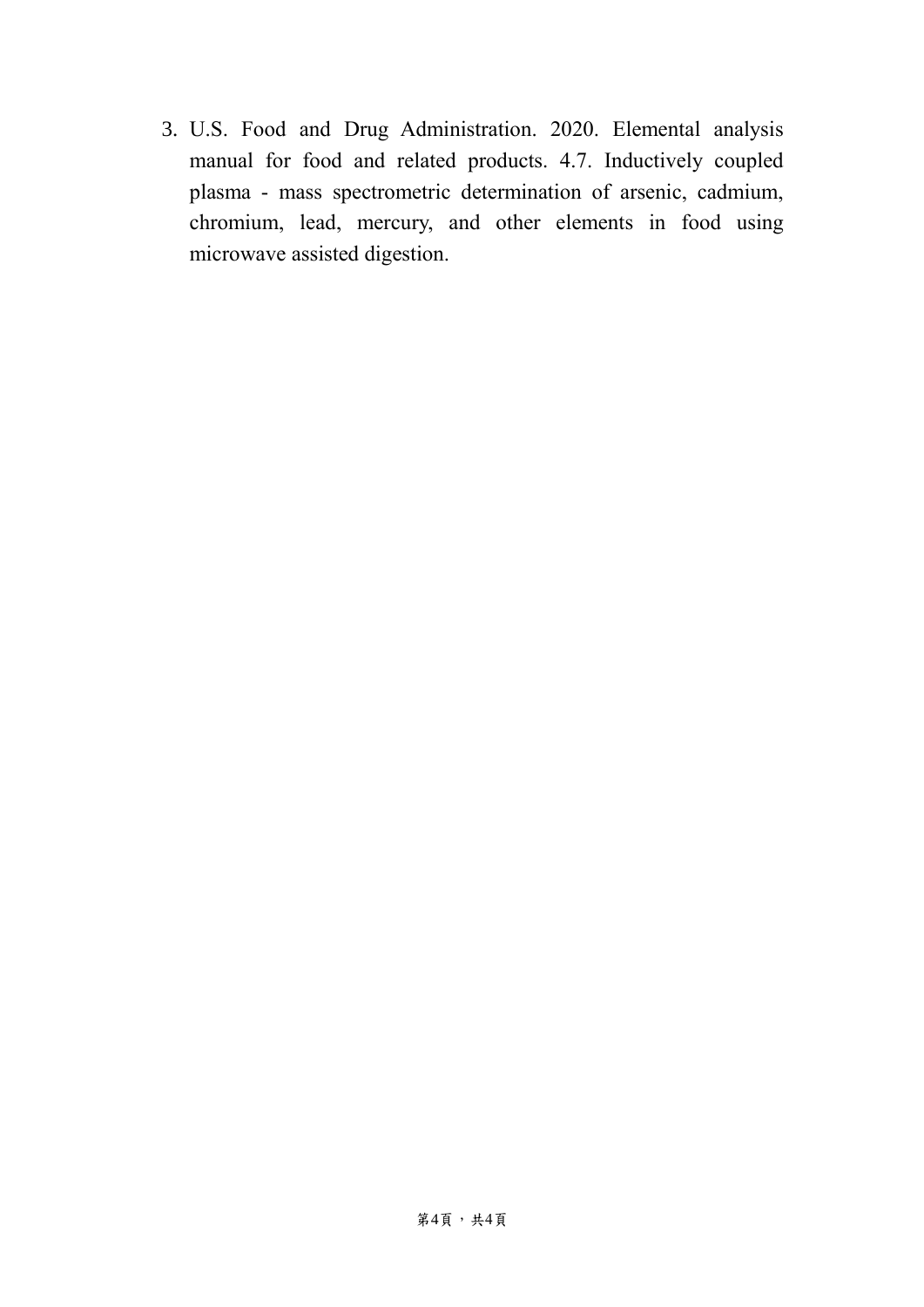3. U.S. Food and Drug Administration. 2020. Elemental analysis manual for food and related products. 4.7. Inductively coupled plasma - mass spectrometric determination of arsenic, cadmium, chromium, lead, mercury, and other elements in food using microwave assisted digestion.